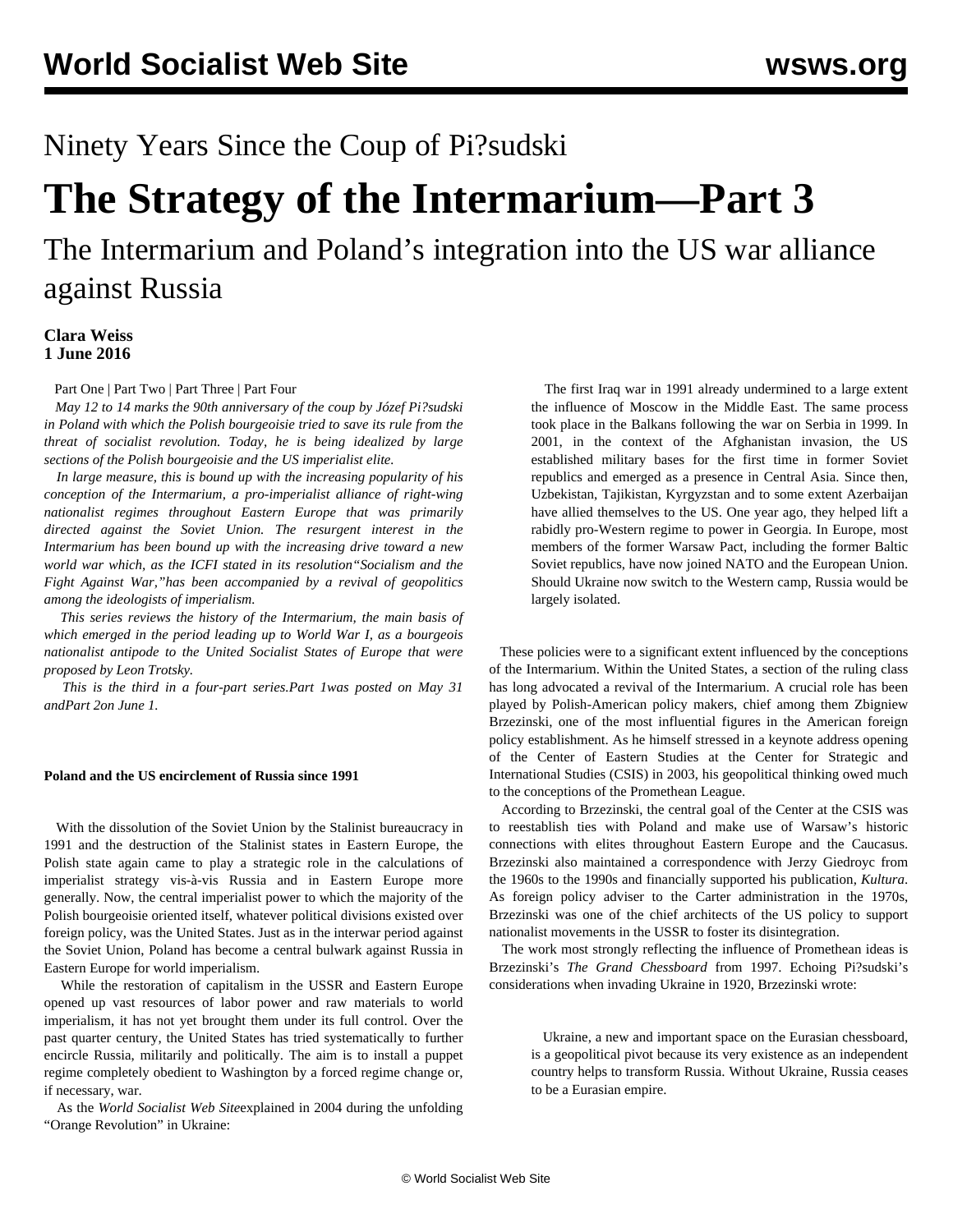# Ninety Years Since the Coup of Pi?sudski

# The Strategy of the Intermarium—Part 3

## The Intermarium and Poland's integration into the US war alliance against Russia

**Clara Weiss**
**1 June 2016**

Part One | Part Two | Part Three | Part Four

*May 12 to 14 marks the 90th anniversary of the coup by Józef Pi?sudski in Poland with which the Polish bourgeoisie tried to save its rule from the threat of socialist revolution. Today, he is being idealized by large sections of the Polish bourgeoisie and the US imperialist elite.*

*In large measure, this is bound up with the increasing popularity of his conception of the Intermarium, a pro-imperialist alliance of right-wing nationalist regimes throughout Eastern Europe that was primarily directed against the Soviet Union. The resurgent interest in the Intermarium has been bound up with the increasing drive toward a new world war which, as the ICFI stated in its resolution"Socialism and the Fight Against War,"has been accompanied by a revival of geopolitics among the ideologists of imperialism.*

*This series reviews the history of the Intermarium, the main basis of which emerged in the period leading up to World War I, as a bourgeois nationalist antipode to the United Socialist States of Europe that were proposed by Leon Trotsky.*

*This is the third in a four-part series.Part 1was posted on May 31 andPart 2on June 1.*

**Poland and the US encirclement of Russia since 1991**

With the dissolution of the Soviet Union by the Stalinist bureaucracy in 1991 and the destruction of the Stalinist states in Eastern Europe, the Polish state again came to play a strategic role in the calculations of imperialist strategy vis-à-vis Russia and in Eastern Europe more generally. Now, the central imperialist power to which the majority of the Polish bourgeoisie oriented itself, whatever political divisions existed over foreign policy, was the United States. Just as in the interwar period against the Soviet Union, Poland has become a central bulwark against Russia in Eastern Europe for world imperialism.

While the restoration of capitalism in the USSR and Eastern Europe opened up vast resources of labor power and raw materials to world imperialism, it has not yet brought them under its full control. Over the past quarter century, the United States has tried systematically to further encircle Russia, militarily and politically. The aim is to install a puppet regime completely obedient to Washington by a forced regime change or, if necessary, war.

As the *World Socialist Web Site*explained in 2004 during the unfolding "Orange Revolution" in Ukraine:

> The first Iraq war in 1991 already undermined to a large extent the influence of Moscow in the Middle East. The same process took place in the Balkans following the war on Serbia in 1999. In 2001, in the context of the Afghanistan invasion, the US established military bases for the first time in former Soviet republics and emerged as a presence in Central Asia. Since then, Uzbekistan, Tajikistan, Kyrgyzstan and to some extent Azerbaijan have allied themselves to the US. One year ago, they helped lift a rabidly pro-Western regime to power in Georgia. In Europe, most members of the former Warsaw Pact, including the former Baltic Soviet republics, have now joined NATO and the European Union. Should Ukraine now switch to the Western camp, Russia would be largely isolated.

These policies were to a significant extent influenced by the conceptions of the Intermarium. Within the United States, a section of the ruling class has long advocated a revival of the Intermarium. A crucial role has been played by Polish-American policy makers, chief among them Zbigniew Brzezinski, one of the most influential figures in the American foreign policy establishment. As he himself stressed in a keynote address opening of the Center of Eastern Studies at the Center for Strategic and International Studies (CSIS) in 2003, his geopolitical thinking owed much to the conceptions of the Promethean League.

According to Brzezinski, the central goal of the Center at the CSIS was to reestablish ties with Poland and make use of Warsaw's historic connections with elites throughout Eastern Europe and the Caucasus. Brzezinski also maintained a correspondence with Jerzy Giedroyc from the 1960s to the 1990s and financially supported his publication, *Kultura*. As foreign policy adviser to the Carter administration in the 1970s, Brzezinski was one of the chief architects of the US policy to support nationalist movements in the USSR to foster its disintegration.

The work most strongly reflecting the influence of Promethean ideas is Brzezinski's *The Grand Chessboard* from 1997. Echoing Pi?sudski's considerations when invading Ukraine in 1920, Brzezinski wrote:

> Ukraine, a new and important space on the Eurasian chessboard, is a geopolitical pivot because its very existence as an independent country helps to transform Russia. Without Ukraine, Russia ceases to be a Eurasian empire.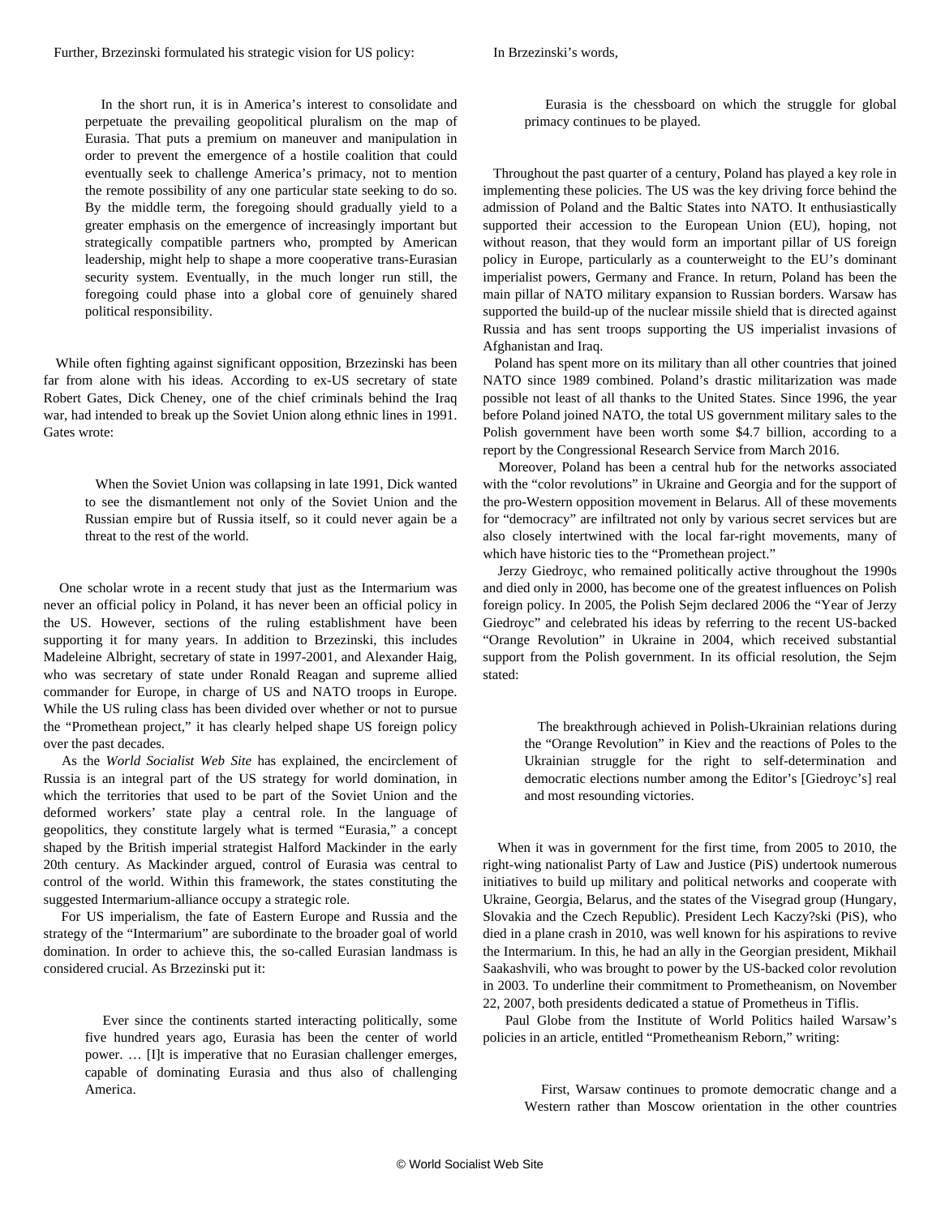Further, Brzezinski formulated his strategic vision for US policy:

> In the short run, it is in America's interest to consolidate and perpetuate the prevailing geopolitical pluralism on the map of Eurasia. That puts a premium on maneuver and manipulation in order to prevent the emergence of a hostile coalition that could eventually seek to challenge America's primacy, not to mention the remote possibility of any one particular state seeking to do so. By the middle term, the foregoing should gradually yield to a greater emphasis on the emergence of increasingly important but strategically compatible partners who, prompted by American leadership, might help to shape a more cooperative trans-Eurasian security system. Eventually, in the much longer run still, the foregoing could phase into a global core of genuinely shared political responsibility.

While often fighting against significant opposition, Brzezinski has been far from alone with his ideas. According to ex-US secretary of state Robert Gates, Dick Cheney, one of the chief criminals behind the Iraq war, had intended to break up the Soviet Union along ethnic lines in 1991. Gates wrote:

> When the Soviet Union was collapsing in late 1991, Dick wanted to see the dismantlement not only of the Soviet Union and the Russian empire but of Russia itself, so it could never again be a threat to the rest of the world.

One scholar wrote in a recent study that just as the Intermarium was never an official policy in Poland, it has never been an official policy in the US. However, sections of the ruling establishment have been supporting it for many years. In addition to Brzezinski, this includes Madeleine Albright, secretary of state in 1997-2001, and Alexander Haig, who was secretary of state under Ronald Reagan and supreme allied commander for Europe, in charge of US and NATO troops in Europe. While the US ruling class has been divided over whether or not to pursue the "Promethean project," it has clearly helped shape US foreign policy over the past decades.

As the *World Socialist Web Site* has explained, the encirclement of Russia is an integral part of the US strategy for world domination, in which the territories that used to be part of the Soviet Union and the deformed workers' state play a central role. In the language of geopolitics, they constitute largely what is termed "Eurasia," a concept shaped by the British imperial strategist Halford Mackinder in the early 20th century. As Mackinder argued, control of Eurasia was central to control of the world. Within this framework, the states constituting the suggested Intermarium-alliance occupy a strategic role.

For US imperialism, the fate of Eastern Europe and Russia and the strategy of the "Intermarium" are subordinate to the broader goal of world domination. In order to achieve this, the so-called Eurasian landmass is considered crucial. As Brzezinski put it:

> Ever since the continents started interacting politically, some five hundred years ago, Eurasia has been the center of world power. … [I]t is imperative that no Eurasian challenger emerges, capable of dominating Eurasia and thus also of challenging America.

In Brzezinski's words,

> Eurasia is the chessboard on which the struggle for global primacy continues to be played.

Throughout the past quarter of a century, Poland has played a key role in implementing these policies. The US was the key driving force behind the admission of Poland and the Baltic States into NATO. It enthusiastically supported their accession to the European Union (EU), hoping, not without reason, that they would form an important pillar of US foreign policy in Europe, particularly as a counterweight to the EU's dominant imperialist powers, Germany and France. In return, Poland has been the main pillar of NATO military expansion to Russian borders. Warsaw has supported the build-up of the nuclear missile shield that is directed against Russia and has sent troops supporting the US imperialist invasions of Afghanistan and Iraq.

Poland has spent more on its military than all other countries that joined NATO since 1989 combined. Poland's drastic militarization was made possible not least of all thanks to the United States. Since 1996, the year before Poland joined NATO, the total US government military sales to the Polish government have been worth some $4.7 billion, according to a report by the Congressional Research Service from March 2016.

Moreover, Poland has been a central hub for the networks associated with the "color revolutions" in Ukraine and Georgia and for the support of the pro-Western opposition movement in Belarus. All of these movements for "democracy" are infiltrated not only by various secret services but are also closely intertwined with the local far-right movements, many of which have historic ties to the "Promethean project."

Jerzy Giedroyc, who remained politically active throughout the 1990s and died only in 2000, has become one of the greatest influences on Polish foreign policy. In 2005, the Polish Sejm declared 2006 the "Year of Jerzy Giedroyc" and celebrated his ideas by referring to the recent US-backed "Orange Revolution" in Ukraine in 2004, which received substantial support from the Polish government. In its official resolution, the Sejm stated:

> The breakthrough achieved in Polish-Ukrainian relations during the "Orange Revolution" in Kiev and the reactions of Poles to the Ukrainian struggle for the right to self-determination and democratic elections number among the Editor's [Giedroyc's] real and most resounding victories.

When it was in government for the first time, from 2005 to 2010, the right-wing nationalist Party of Law and Justice (PiS) undertook numerous initiatives to build up military and political networks and cooperate with Ukraine, Georgia, Belarus, and the states of the Visegrad group (Hungary, Slovakia and the Czech Republic). President Lech Kaczy?ski (PiS), who died in a plane crash in 2010, was well known for his aspirations to revive the Intermarium. In this, he had an ally in the Georgian president, Mikhail Saakashvili, who was brought to power by the US-backed color revolution in 2003. To underline their commitment to Prometheanism, on November 22, 2007, both presidents dedicated a statue of Prometheus in Tiflis.

Paul Globe from the Institute of World Politics hailed Warsaw's policies in an article, entitled "Prometheanism Reborn," writing:

> First, Warsaw continues to promote democratic change and a Western rather than Moscow orientation in the other countries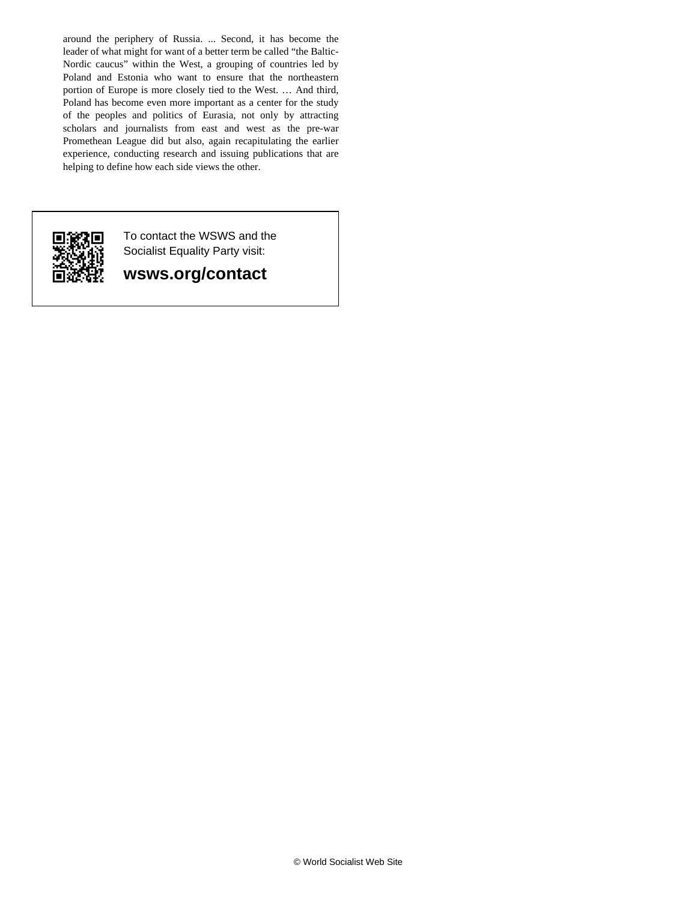around the periphery of Russia. ... Second, it has become the leader of what might for want of a better term be called “the Baltic-Nordic caucus” within the West, a grouping of countries led by Poland and Estonia who want to ensure that the northeastern portion of Europe is more closely tied to the West. … And third, Poland has become even more important as a center for the study of the peoples and politics of Eurasia, not only by attracting scholars and journalists from east and west as the pre-war Promethean League did but also, again recapitulating the earlier experience, conducting research and issuing publications that are helping to define how each side views the other.

To contact the WSWS and the Socialist Equality Party visit:

**wsws.org/contact**